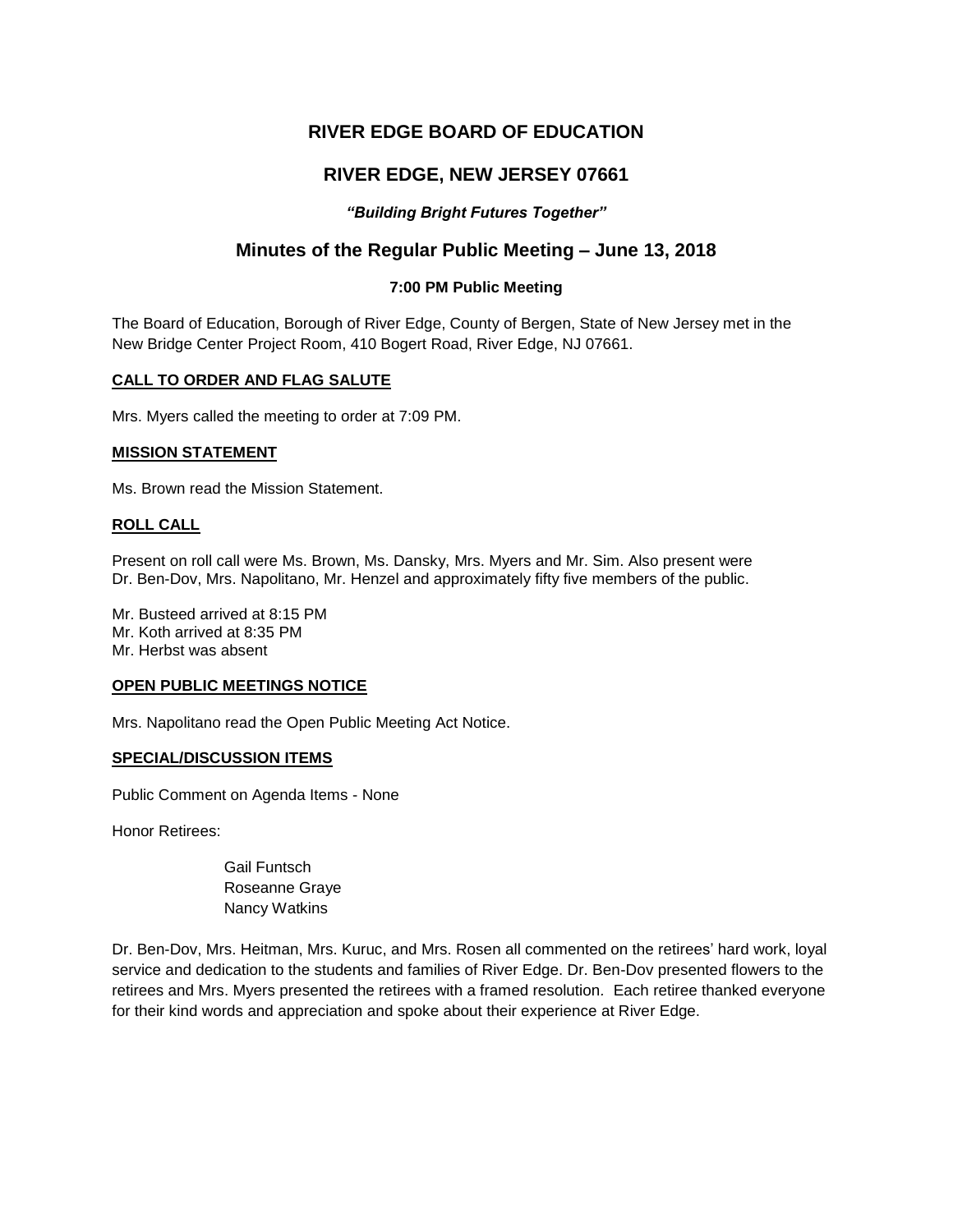# RIVER EDGE BOARD OF EDUCATION

## RIVER EDGE, NEW JERSEY 07661

***"Building Bright Futures Together"***

## Minutes of the Regular Public Meeting – June 13, 2018

**7:00 PM Public Meeting**

The Board of Education, Borough of River Edge, County of Bergen, State of New Jersey met in the New Bridge Center Project Room, 410 Bogert Road, River Edge, NJ 07661.

### CALL TO ORDER AND FLAG SALUTE

Mrs. Myers called the meeting to order at 7:09 PM.

### MISSION STATEMENT

Ms. Brown read the Mission Statement.

### ROLL CALL

Present on roll call were Ms. Brown, Ms. Dansky, Mrs. Myers and Mr. Sim. Also present were Dr. Ben-Dov, Mrs. Napolitano, Mr. Henzel and approximately fifty five members of the public.

Mr. Busteed arrived at 8:15 PM
Mr. Koth arrived at 8:35 PM
Mr. Herbst was absent

### OPEN PUBLIC MEETINGS NOTICE

Mrs. Napolitano read the Open Public Meeting Act Notice.

### SPECIAL/DISCUSSION ITEMS

Public Comment on Agenda Items - None

Honor Retirees:

Gail Funtsch
Roseanne Graye
Nancy Watkins

Dr. Ben-Dov, Mrs. Heitman, Mrs. Kuruc, and Mrs. Rosen all commented on the retirees' hard work, loyal service and dedication to the students and families of River Edge. Dr. Ben-Dov presented flowers to the retirees and Mrs. Myers presented the retirees with a framed resolution. Each retiree thanked everyone for their kind words and appreciation and spoke about their experience at River Edge.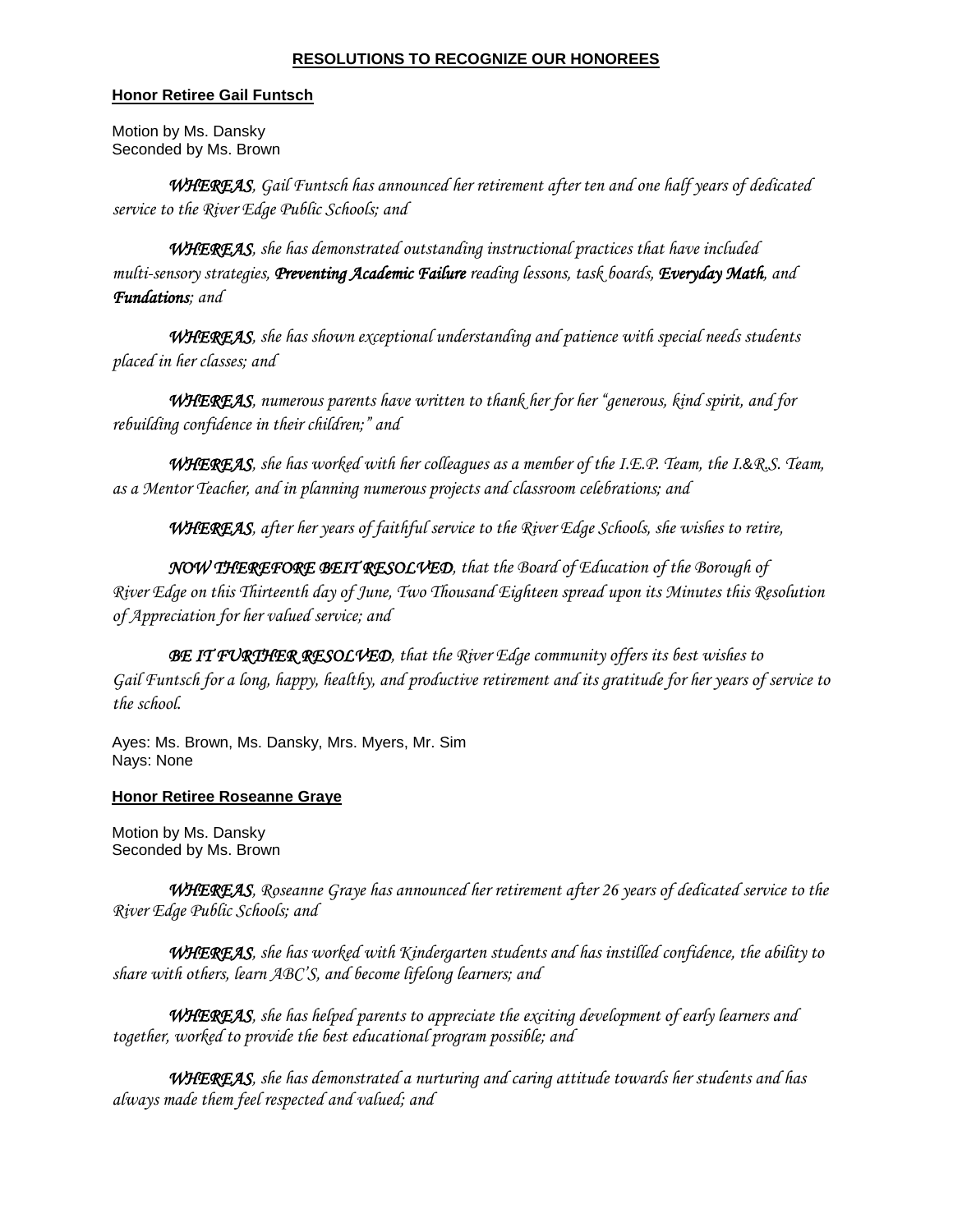**RESOLUTIONS TO RECOGNIZE OUR HONOREES**

**Honor Retiree Gail Funtsch**

Motion by Ms. Dansky
Seconded by Ms. Brown

***WHEREAS***, *Gail Funtsch has announced her retirement after ten and one half years of dedicated service to the River Edge Public Schools; and*

***WHEREAS***, *she has demonstrated outstanding instructional practices that have included multi-sensory strategies,* ***Preventing Academic Failure*** *reading lessons, task boards,* ***Everyday Math****, and* ***Fundations****; and*

***WHEREAS***, *she has shown exceptional understanding and patience with special needs students placed in her classes; and*

***WHEREAS***, *numerous parents have written to thank her for her "generous, kind spirit, and for rebuilding confidence in their children;" and*

***WHEREAS***, *she has worked with her colleagues as a member of the I.E.P. Team, the I.&R.S. Team, as a Mentor Teacher, and in planning numerous projects and classroom celebrations; and*

***WHEREAS***, *after her years of faithful service to the River Edge Schools, she wishes to retire,*

***NOW THEREFORE BEIT RESOLVED***, *that the Board of Education of the Borough of River Edge on this Thirteenth day of June, Two Thousand Eighteen spread upon its Minutes this Resolution of Appreciation for her valued service; and*

***BE IT FURTHER RESOLVED***, *that the River Edge community offers its best wishes to Gail Funtsch for a long, happy, healthy, and productive retirement and its gratitude for her years of service to the school.*

Ayes: Ms. Brown, Ms. Dansky, Mrs. Myers, Mr. Sim
Nays: None

**Honor Retiree Roseanne Graye**

Motion by Ms. Dansky
Seconded by Ms. Brown

***WHEREAS***, *Roseanne Graye has announced her retirement after 26 years of dedicated service to the River Edge Public Schools; and*

***WHEREAS***, *she has worked with Kindergarten students and has instilled confidence, the ability to share with others, learn ABC'S, and become lifelong learners; and*

***WHEREAS***, *she has helped parents to appreciate the exciting development of early learners and together, worked to provide the best educational program possible; and*

***WHEREAS***, *she has demonstrated a nurturing and caring attitude towards her students and has always made them feel respected and valued; and*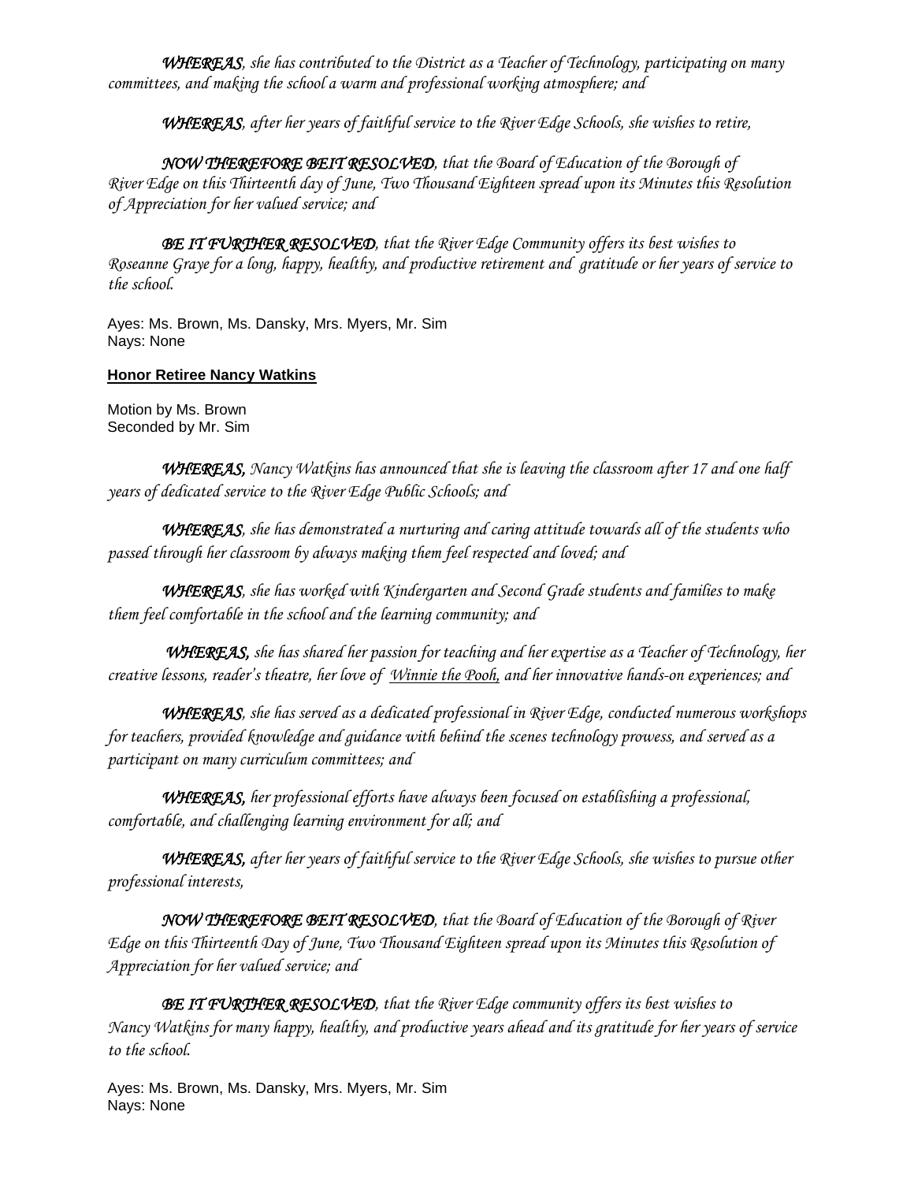*WHEREAS, she has contributed to the District as a Teacher of Technology, participating on many committees, and making the school a warm and professional working atmosphere; and*

*WHEREAS, after her years of faithful service to the River Edge Schools, she wishes to retire,*

*NOW THEREFORE BEIT RESOLVED, that the Board of Education of the Borough of River Edge on this Thirteenth day of June, Two Thousand Eighteen spread upon its Minutes this Resolution of Appreciation for her valued service; and*

*BE IT FURTHER RESOLVED, that the River Edge Community offers its best wishes to Roseanne Graye for a long, happy, healthy, and productive retirement and gratitude or her years of service to the school.*

Ayes: Ms. Brown, Ms. Dansky, Mrs. Myers, Mr. Sim
Nays: None

**Honor Retiree Nancy Watkins**

Motion by Ms. Brown
Seconded by Mr. Sim

*WHEREAS, Nancy Watkins has announced that she is leaving the classroom after 17 and one half years of dedicated service to the River Edge Public Schools; and*

*WHEREAS, she has demonstrated a nurturing and caring attitude towards all of the students who passed through her classroom by always making them feel respected and loved; and*

*WHEREAS, she has worked with Kindergarten and Second Grade students and families to make them feel comfortable in the school and the learning community; and*

*WHEREAS, she has shared her passion for teaching and her expertise as a Teacher of Technology, her creative lessons, reader's theatre, her love of Winnie the Pooh, and her innovative hands-on experiences; and*

*WHEREAS, she has served as a dedicated professional in River Edge, conducted numerous workshops for teachers, provided knowledge and guidance with behind the scenes technology prowess, and served as a participant on many curriculum committees; and*

*WHEREAS, her professional efforts have always been focused on establishing a professional, comfortable, and challenging learning environment for all; and*

*WHEREAS, after her years of faithful service to the River Edge Schools, she wishes to pursue other professional interests,*

*NOW THEREFORE BEIT RESOLVED, that the Board of Education of the Borough of River Edge on this Thirteenth Day of June, Two Thousand Eighteen spread upon its Minutes this Resolution of Appreciation for her valued service; and*

*BE IT FURTHER RESOLVED, that the River Edge community offers its best wishes to Nancy Watkins for many happy, healthy, and productive years ahead and its gratitude for her years of service to the school.*

Ayes: Ms. Brown, Ms. Dansky, Mrs. Myers, Mr. Sim
Nays: None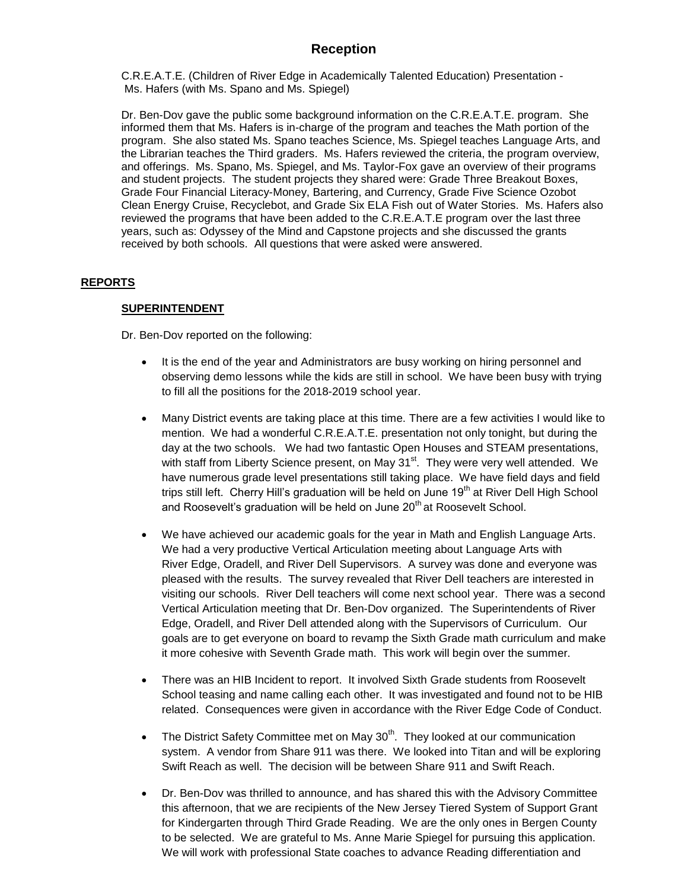# Reception

C.R.E.A.T.E. (Children of River Edge in Academically Talented Education) Presentation - Ms. Hafers (with Ms. Spano and Ms. Spiegel)

Dr. Ben-Dov gave the public some background information on the C.R.E.A.T.E. program. She informed them that Ms. Hafers is in-charge of the program and teaches the Math portion of the program. She also stated Ms. Spano teaches Science, Ms. Spiegel teaches Language Arts, and the Librarian teaches the Third graders. Ms. Hafers reviewed the criteria, the program overview, and offerings. Ms. Spano, Ms. Spiegel, and Ms. Taylor-Fox gave an overview of their programs and student projects. The student projects they shared were: Grade Three Breakout Boxes, Grade Four Financial Literacy-Money, Bartering, and Currency, Grade Five Science Ozobot Clean Energy Cruise, Recyclebot, and Grade Six ELA Fish out of Water Stories. Ms. Hafers also reviewed the programs that have been added to the C.R.E.A.T.E program over the last three years, such as: Odyssey of the Mind and Capstone projects and she discussed the grants received by both schools. All questions that were asked were answered.

## REPORTS

### SUPERINTENDENT

Dr. Ben-Dov reported on the following:

- It is the end of the year and Administrators are busy working on hiring personnel and observing demo lessons while the kids are still in school. We have been busy with trying to fill all the positions for the 2018-2019 school year.
- Many District events are taking place at this time. There are a few activities I would like to mention. We had a wonderful C.R.E.A.T.E. presentation not only tonight, but during the day at the two schools. We had two fantastic Open Houses and STEAM presentations, with staff from Liberty Science present, on May 31st. They were very well attended. We have numerous grade level presentations still taking place. We have field days and field trips still left. Cherry Hill's graduation will be held on June 19th at River Dell High School and Roosevelt's graduation will be held on June 20th at Roosevelt School.
- We have achieved our academic goals for the year in Math and English Language Arts. We had a very productive Vertical Articulation meeting about Language Arts with River Edge, Oradell, and River Dell Supervisors. A survey was done and everyone was pleased with the results. The survey revealed that River Dell teachers are interested in visiting our schools. River Dell teachers will come next school year. There was a second Vertical Articulation meeting that Dr. Ben-Dov organized. The Superintendents of River Edge, Oradell, and River Dell attended along with the Supervisors of Curriculum. Our goals are to get everyone on board to revamp the Sixth Grade math curriculum and make it more cohesive with Seventh Grade math. This work will begin over the summer.
- There was an HIB Incident to report. It involved Sixth Grade students from Roosevelt School teasing and name calling each other. It was investigated and found not to be HIB related. Consequences were given in accordance with the River Edge Code of Conduct.
- The District Safety Committee met on May 30th. They looked at our communication system. A vendor from Share 911 was there. We looked into Titan and will be exploring Swift Reach as well. The decision will be between Share 911 and Swift Reach.
- Dr. Ben-Dov was thrilled to announce, and has shared this with the Advisory Committee this afternoon, that we are recipients of the New Jersey Tiered System of Support Grant for Kindergarten through Third Grade Reading. We are the only ones in Bergen County to be selected. We are grateful to Ms. Anne Marie Spiegel for pursuing this application. We will work with professional State coaches to advance Reading differentiation and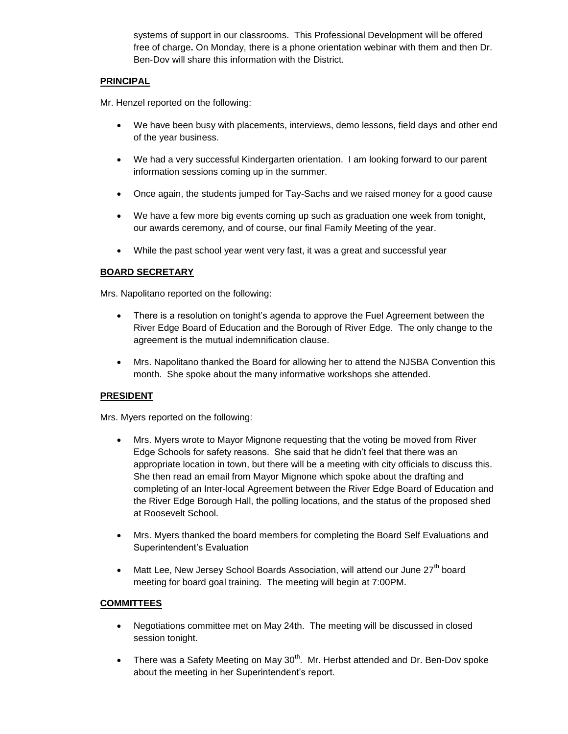systems of support in our classrooms. This Professional Development will be offered free of charge**.** On Monday, there is a phone orientation webinar with them and then Dr. Ben-Dov will share this information with the District.

**PRINCIPAL**

Mr. Henzel reported on the following:

- We have been busy with placements, interviews, demo lessons, field days and other end of the year business.
- We had a very successful Kindergarten orientation. I am looking forward to our parent information sessions coming up in the summer.
- Once again, the students jumped for Tay-Sachs and we raised money for a good cause
- We have a few more big events coming up such as graduation one week from tonight, our awards ceremony, and of course, our final Family Meeting of the year.
- While the past school year went very fast, it was a great and successful year

**BOARD SECRETARY**

Mrs. Napolitano reported on the following:

- There is a resolution on tonight's agenda to approve the Fuel Agreement between the River Edge Board of Education and the Borough of River Edge. The only change to the agreement is the mutual indemnification clause.
- Mrs. Napolitano thanked the Board for allowing her to attend the NJSBA Convention this month. She spoke about the many informative workshops she attended.

**PRESIDENT**

Mrs. Myers reported on the following:

- Mrs. Myers wrote to Mayor Mignone requesting that the voting be moved from River Edge Schools for safety reasons. She said that he didn't feel that there was an appropriate location in town, but there will be a meeting with city officials to discuss this. She then read an email from Mayor Mignone which spoke about the drafting and completing of an Inter-local Agreement between the River Edge Board of Education and the River Edge Borough Hall, the polling locations, and the status of the proposed shed at Roosevelt School.
- Mrs. Myers thanked the board members for completing the Board Self Evaluations and Superintendent's Evaluation
- Matt Lee, New Jersey School Boards Association, will attend our June 27th board meeting for board goal training. The meeting will begin at 7:00PM.

**COMMITTEES**

- Negotiations committee met on May 24th. The meeting will be discussed in closed session tonight.
- There was a Safety Meeting on May 30th. Mr. Herbst attended and Dr. Ben-Dov spoke about the meeting in her Superintendent's report.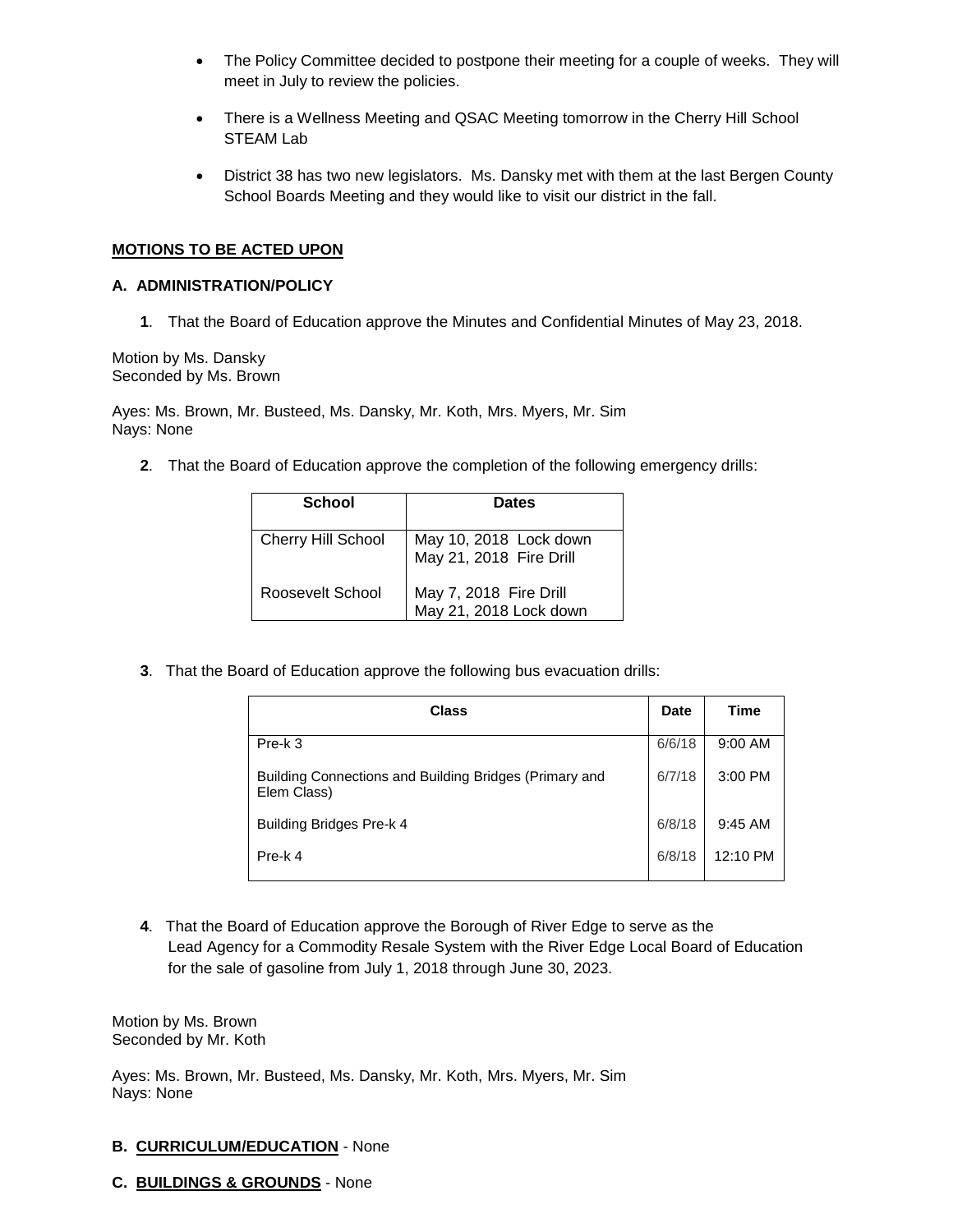- The Policy Committee decided to postpone their meeting for a couple of weeks. They will meet in July to review the policies.

- There is a Wellness Meeting and QSAC Meeting tomorrow in the Cherry Hill School STEAM Lab

- District 38 has two new legislators. Ms. Dansky met with them at the last Bergen County School Boards Meeting and they would like to visit our district in the fall.

**MOTIONS TO BE ACTED UPON**

**A. ADMINISTRATION/POLICY**

**1**. That the Board of Education approve the Minutes and Confidential Minutes of May 23, 2018.

Motion by Ms. Dansky
Seconded by Ms. Brown

Ayes: Ms. Brown, Mr. Busteed, Ms. Dansky, Mr. Koth, Mrs. Myers, Mr. Sim
Nays: None

**2**. That the Board of Education approve the completion of the following emergency drills:

| School | Dates |
|---|---|
| Cherry Hill School | May 10, 2018 Lock down<br>May 21, 2018 Fire Drill |
| Roosevelt School | May 7, 2018 Fire Drill<br>May 21, 2018 Lock down |

**3**. That the Board of Education approve the following bus evacuation drills:

| Class | Date | Time |
|---|---|---|
| Pre-k 3 | 6/6/18 | 9:00 AM |
| Building Connections and Building Bridges (Primary and Elem Class) | 6/7/18 | 3:00 PM |
| Building Bridges Pre-k 4 | 6/8/18 | 9:45 AM |
| Pre-k 4 | 6/8/18 | 12:10 PM |

**4**. That the Board of Education approve the Borough of River Edge to serve as the Lead Agency for a Commodity Resale System with the River Edge Local Board of Education for the sale of gasoline from July 1, 2018 through June 30, 2023.

Motion by Ms. Brown
Seconded by Mr. Koth

Ayes: Ms. Brown, Mr. Busteed, Ms. Dansky, Mr. Koth, Mrs. Myers, Mr. Sim
Nays: None

**B. CURRICULUM/EDUCATION** - None

**C. BUILDINGS & GROUNDS** - None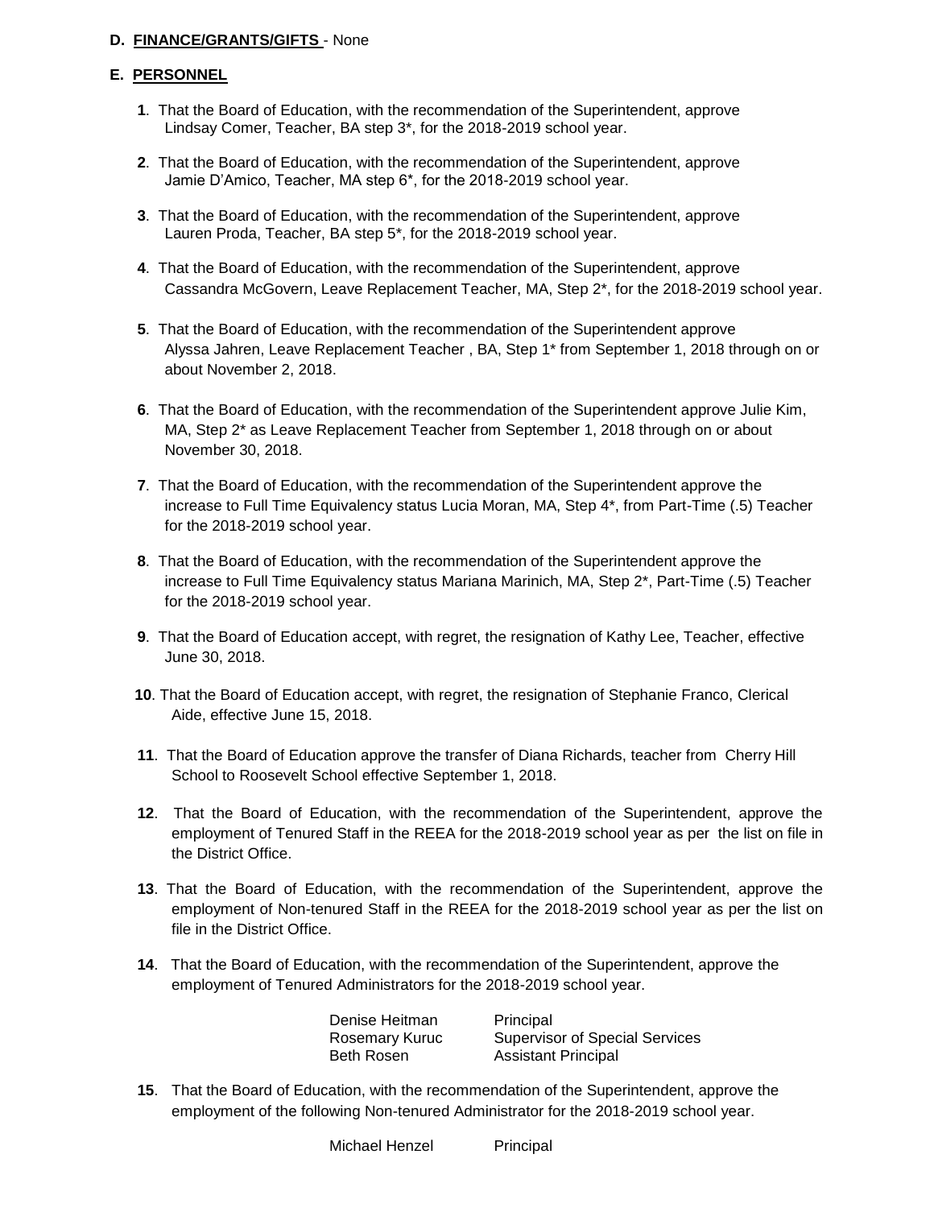**D. FINANCE/GRANTS/GIFTS** - None

**E. PERSONNEL**

**1**. That the Board of Education, with the recommendation of the Superintendent, approve Lindsay Comer, Teacher, BA step 3*, for the 2018-2019 school year.

**2**. That the Board of Education, with the recommendation of the Superintendent, approve Jamie D'Amico, Teacher, MA step 6*, for the 2018-2019 school year.

**3**. That the Board of Education, with the recommendation of the Superintendent, approve Lauren Proda, Teacher, BA step 5*, for the 2018-2019 school year.

**4**. That the Board of Education, with the recommendation of the Superintendent, approve Cassandra McGovern, Leave Replacement Teacher, MA, Step 2*, for the 2018-2019 school year.

**5**. That the Board of Education, with the recommendation of the Superintendent approve Alyssa Jahren, Leave Replacement Teacher , BA, Step 1* from September 1, 2018 through on or about November 2, 2018.

**6**. That the Board of Education, with the recommendation of the Superintendent approve Julie Kim, MA, Step 2* as Leave Replacement Teacher from September 1, 2018 through on or about November 30, 2018.

**7**. That the Board of Education, with the recommendation of the Superintendent approve the increase to Full Time Equivalency status Lucia Moran, MA, Step 4*, from Part-Time (.5) Teacher for the 2018-2019 school year.

**8**. That the Board of Education, with the recommendation of the Superintendent approve the increase to Full Time Equivalency status Mariana Marinich, MA, Step 2*, Part-Time (.5) Teacher for the 2018-2019 school year.

**9**. That the Board of Education accept, with regret, the resignation of Kathy Lee, Teacher, effective June 30, 2018.

**10**. That the Board of Education accept, with regret, the resignation of Stephanie Franco, Clerical Aide, effective June 15, 2018.

**11**. That the Board of Education approve the transfer of Diana Richards, teacher from Cherry Hill School to Roosevelt School effective September 1, 2018.

**12**. That the Board of Education, with the recommendation of the Superintendent, approve the employment of Tenured Staff in the REEA for the 2018-2019 school year as per the list on file in the District Office.

**13**. That the Board of Education, with the recommendation of the Superintendent, approve the employment of Non-tenured Staff in the REEA for the 2018-2019 school year as per the list on file in the District Office.

**14**. That the Board of Education, with the recommendation of the Superintendent, approve the employment of Tenured Administrators for the 2018-2019 school year.

| | |
|---|---|
| Denise Heitman | Principal |
| Rosemary Kuruc | Supervisor of Special Services |
| Beth Rosen | Assistant Principal |

**15**. That the Board of Education, with the recommendation of the Superintendent, approve the employment of the following Non-tenured Administrator for the 2018-2019 school year.

| | |
|---|---|
| Michael Henzel | Principal |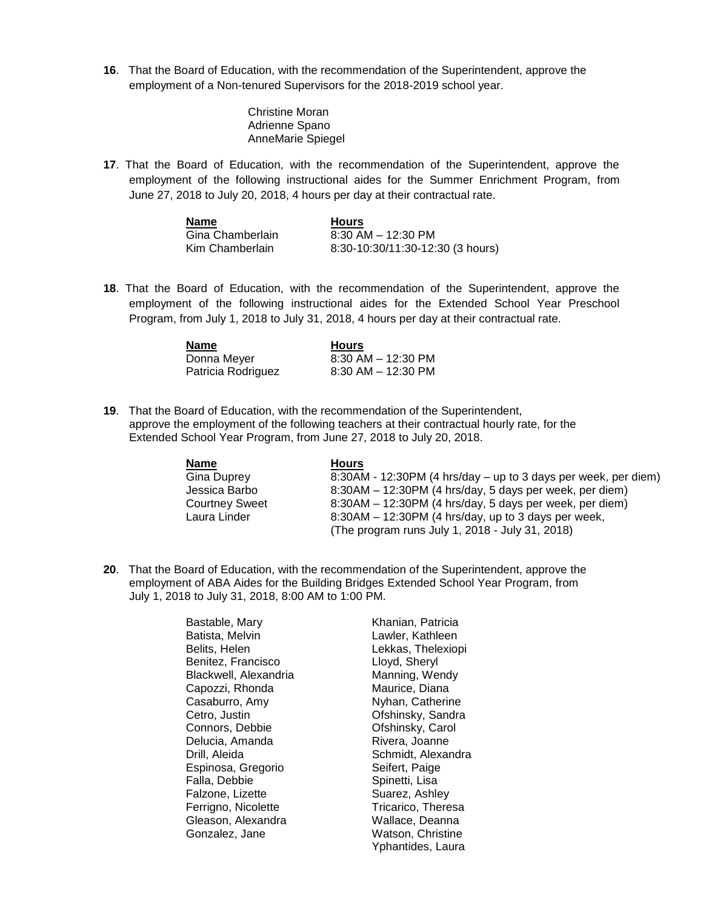**16**. That the Board of Education, with the recommendation of the Superintendent, approve the employment of a Non-tenured Supervisors for the 2018-2019 school year.

Christine Moran
Adrienne Spano
AnneMarie Spiegel

**17**. That the Board of Education, with the recommendation of the Superintendent, approve the employment of the following instructional aides for the Summer Enrichment Program, from June 27, 2018 to July 20, 2018, 4 hours per day at their contractual rate.

| Name | Hours |
| --- | --- |
| Gina Chamberlain | 8:30 AM – 12:30 PM |
| Kim Chamberlain | 8:30-10:30/11:30-12:30 (3 hours) |

**18**. That the Board of Education, with the recommendation of the Superintendent, approve the employment of the following instructional aides for the Extended School Year Preschool Program, from July 1, 2018 to July 31, 2018, 4 hours per day at their contractual rate.

| Name | Hours |
| --- | --- |
| Donna Meyer | 8:30 AM – 12:30 PM |
| Patricia Rodriguez | 8:30 AM – 12:30 PM |

**19**. That the Board of Education, with the recommendation of the Superintendent, approve the employment of the following teachers at their contractual hourly rate, for the Extended School Year Program, from June 27, 2018 to July 20, 2018.

| Name | Hours |
| --- | --- |
| Gina Duprey | 8:30AM - 12:30PM (4 hrs/day – up to 3 days per week, per diem) |
| Jessica Barbo | 8:30AM – 12:30PM (4 hrs/day, 5 days per week, per diem) |
| Courtney Sweet | 8:30AM – 12:30PM (4 hrs/day, 5 days per week, per diem) |
| Laura Linder | 8:30AM – 12:30PM (4 hrs/day, up to 3 days per week, (The program runs July 1, 2018 - July 31, 2018) |

**20**. That the Board of Education, with the recommendation of the Superintendent, approve the employment of ABA Aides for the Building Bridges Extended School Year Program, from July 1, 2018 to July 31, 2018, 8:00 AM to 1:00 PM.

Bastable, Mary
Batista, Melvin
Belits, Helen
Benitez, Francisco
Blackwell, Alexandria
Capozzi, Rhonda
Casaburro, Amy
Cetro, Justin
Connors, Debbie
Delucia, Amanda
Drill, Aleida
Espinosa, Gregorio
Falla, Debbie
Falzone, Lizette
Ferrigno, Nicolette
Gleason, Alexandra
Gonzalez, Jane
Khanian, Patricia
Lawler, Kathleen
Lekkas, Thelexiopi
Lloyd, Sheryl
Manning, Wendy
Maurice, Diana
Nyhan, Catherine
Ofshinsky, Sandra
Ofshinsky, Carol
Rivera, Joanne
Schmidt, Alexandra
Seifert, Paige
Spinetti, Lisa
Suarez, Ashley
Tricarico, Theresa
Wallace, Deanna
Watson, Christine
Yphantides, Laura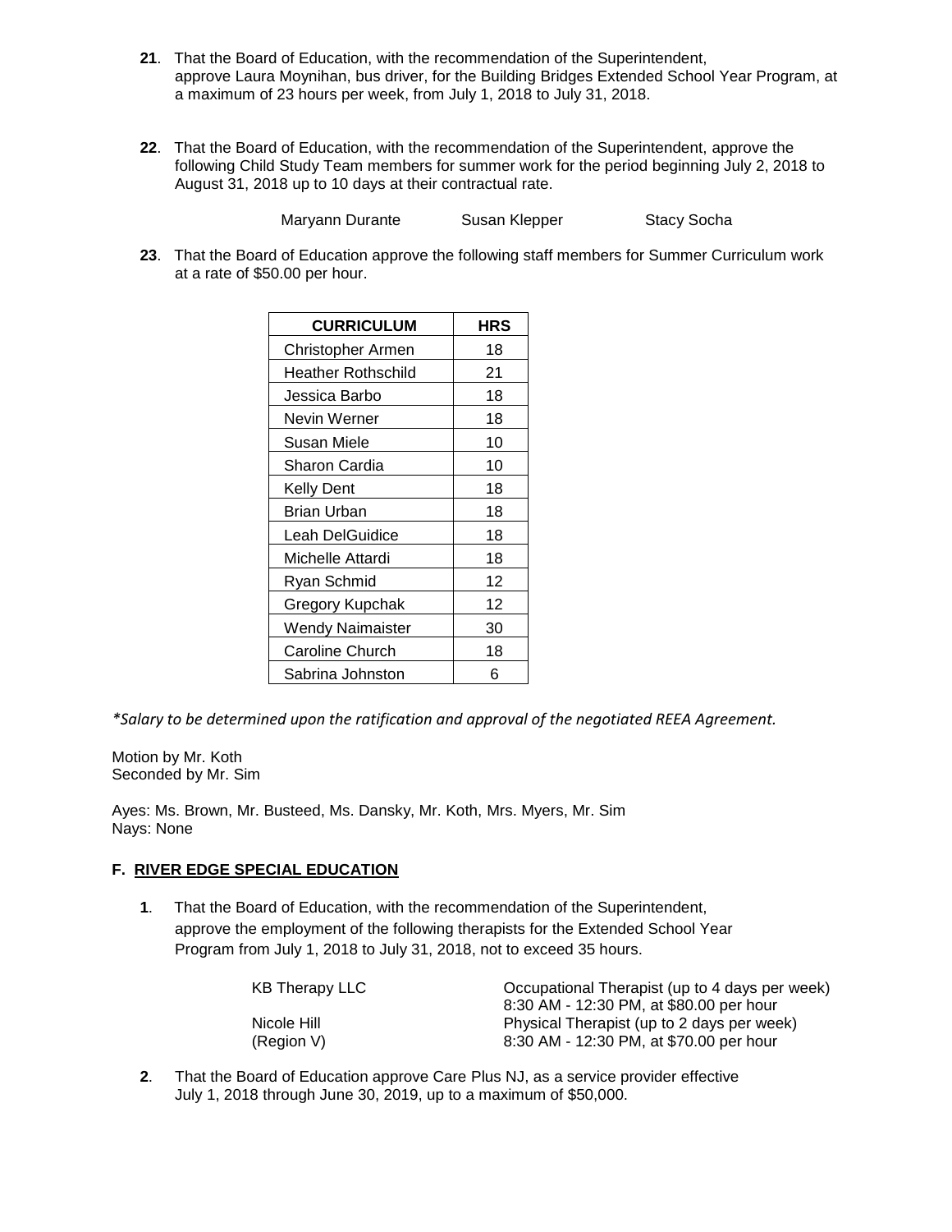**21**. That the Board of Education, with the recommendation of the Superintendent, approve Laura Moynihan, bus driver, for the Building Bridges Extended School Year Program, at a maximum of 23 hours per week, from July 1, 2018 to July 31, 2018.

**22**. That the Board of Education, with the recommendation of the Superintendent, approve the following Child Study Team members for summer work for the period beginning July 2, 2018 to August 31, 2018 up to 10 days at their contractual rate.

Maryann Durante     Susan Klepper     Stacy Socha

**23**. That the Board of Education approve the following staff members for Summer Curriculum work at a rate of $50.00 per hour.

| CURRICULUM | HRS |
|---|---|
| Christopher Armen | 18 |
| Heather Rothschild | 21 |
| Jessica Barbo | 18 |
| Nevin Werner | 18 |
| Susan Miele | 10 |
| Sharon Cardia | 10 |
| Kelly Dent | 18 |
| Brian Urban | 18 |
| Leah DelGuidice | 18 |
| Michelle Attardi | 18 |
| Ryan Schmid | 12 |
| Gregory Kupchak | 12 |
| Wendy Naimaister | 30 |
| Caroline Church | 18 |
| Sabrina Johnston | 6 |

*\*Salary to be determined upon the ratification and approval of the negotiated REEA Agreement.*

Motion by Mr. Koth
Seconded by Mr. Sim

Ayes: Ms. Brown, Mr. Busteed, Ms. Dansky, Mr. Koth, Mrs. Myers, Mr. Sim
Nays: None

### F. RIVER EDGE SPECIAL EDUCATION

**1**. That the Board of Education, with the recommendation of the Superintendent, approve the employment of the following therapists for the Extended School Year Program from July 1, 2018 to July 31, 2018, not to exceed 35 hours.

| | |
|---|---|
| KB Therapy LLC | Occupational Therapist (up to 4 days per week) 8:30 AM - 12:30 PM, at $80.00 per hour |
| Nicole Hill (Region V) | Physical Therapist (up to 2 days per week) 8:30 AM - 12:30 PM, at $70.00 per hour |

**2**. That the Board of Education approve Care Plus NJ, as a service provider effective July 1, 2018 through June 30, 2019, up to a maximum of $50,000.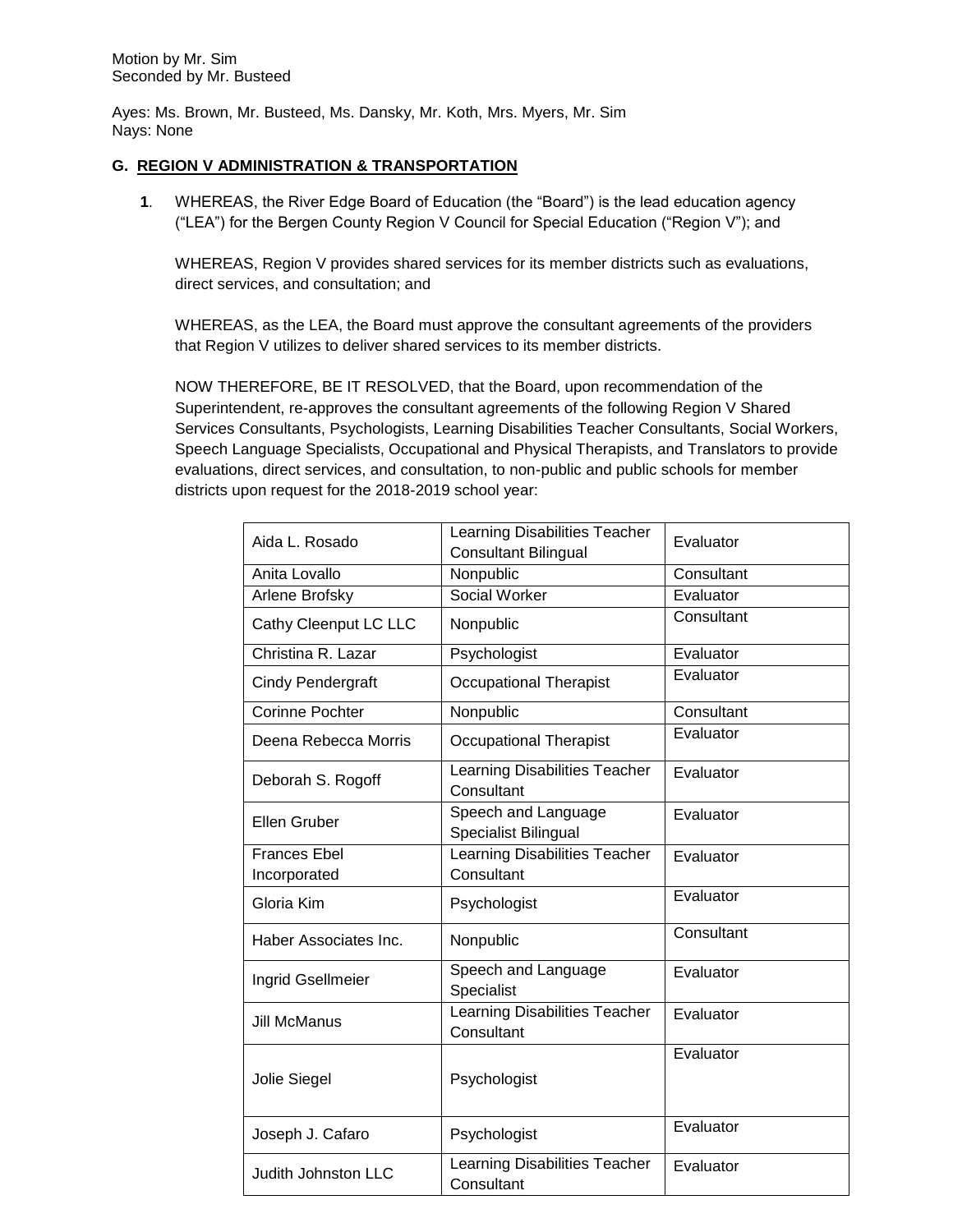Motion by Mr. Sim
Seconded by Mr. Busteed

Ayes: Ms. Brown, Mr. Busteed, Ms. Dansky, Mr. Koth, Mrs. Myers, Mr. Sim
Nays: None

**G. <u>REGION V ADMINISTRATION & TRANSPORTATION</u>**

**1**. WHEREAS, the River Edge Board of Education (the "Board") is the lead education agency ("LEA") for the Bergen County Region V Council for Special Education ("Region V"); and

WHEREAS, Region V provides shared services for its member districts such as evaluations, direct services, and consultation; and

WHEREAS, as the LEA, the Board must approve the consultant agreements of the providers that Region V utilizes to deliver shared services to its member districts.

NOW THEREFORE, BE IT RESOLVED, that the Board, upon recommendation of the Superintendent, re-approves the consultant agreements of the following Region V Shared Services Consultants, Psychologists, Learning Disabilities Teacher Consultants, Social Workers, Speech Language Specialists, Occupational and Physical Therapists, and Translators to provide evaluations, direct services, and consultation, to non-public and public schools for member districts upon request for the 2018-2019 school year:

| | | |
|---|---|---|
| Aida L. Rosado | Learning Disabilities Teacher Consultant Bilingual | Evaluator |
| Anita Lovallo | Nonpublic | Consultant |
| Arlene Brofsky | Social Worker | Evaluator |
| Cathy Cleenput LC LLC | Nonpublic | Consultant |
| Christina R. Lazar | Psychologist | Evaluator |
| Cindy Pendergraft | Occupational Therapist | Evaluator |
| Corinne Pochter | Nonpublic | Consultant |
| Deena Rebecca Morris | Occupational Therapist | Evaluator |
| Deborah S. Rogoff | Learning Disabilities Teacher Consultant | Evaluator |
| Ellen Gruber | Speech and Language Specialist Bilingual | Evaluator |
| Frances Ebel Incorporated | Learning Disabilities Teacher Consultant | Evaluator |
| Gloria Kim | Psychologist | Evaluator |
| Haber Associates Inc. | Nonpublic | Consultant |
| Ingrid Gsellmeier | Speech and Language Specialist | Evaluator |
| Jill McManus | Learning Disabilities Teacher Consultant | Evaluator |
| Jolie Siegel | Psychologist | Evaluator |
| Joseph J. Cafaro | Psychologist | Evaluator |
| Judith Johnston LLC | Learning Disabilities Teacher Consultant | Evaluator |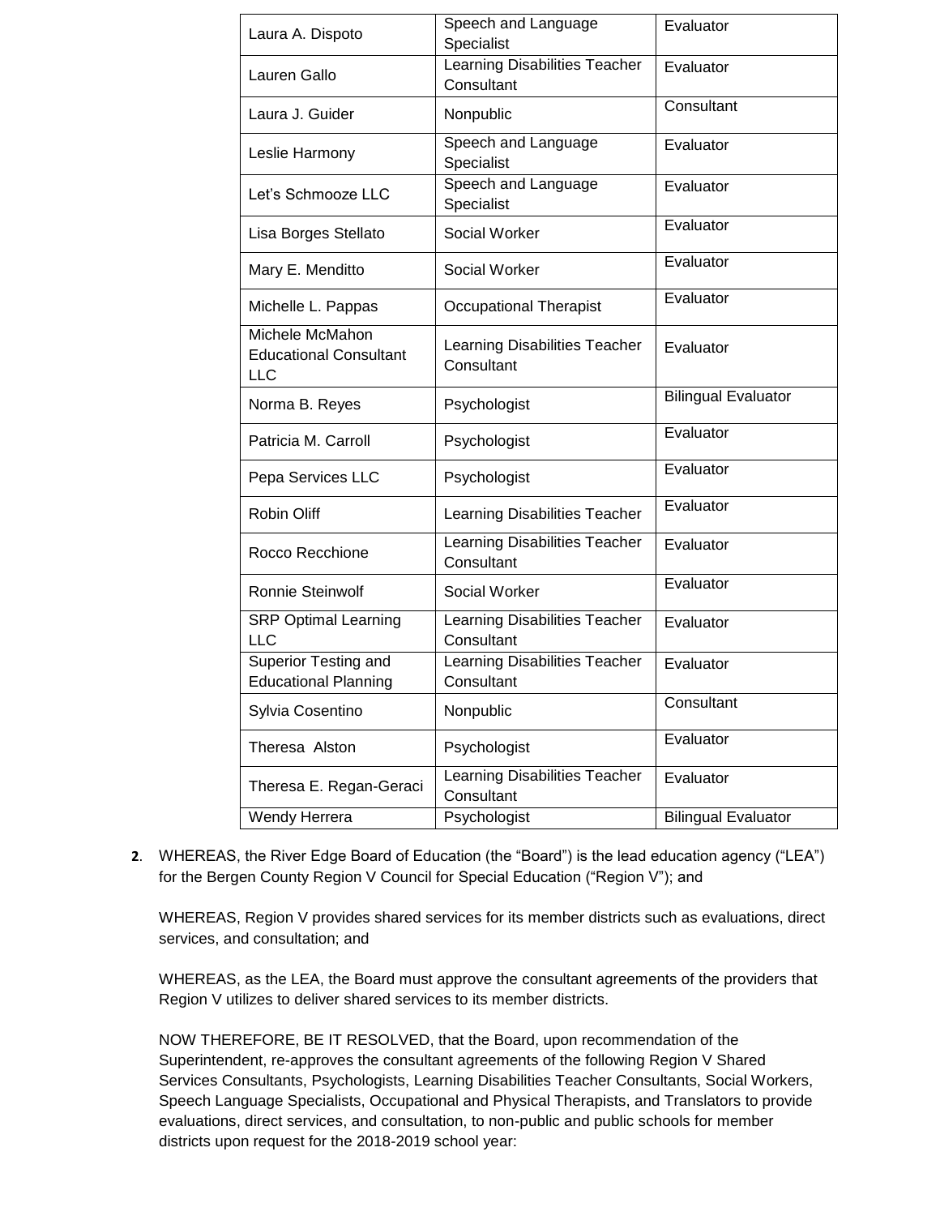| | | |
|---|---|---|
| Laura A. Dispoto | Speech and Language Specialist | Evaluator |
| Lauren Gallo | Learning Disabilities Teacher Consultant | Evaluator |
| Laura J. Guider | Nonpublic | Consultant |
| Leslie Harmony | Speech and Language Specialist | Evaluator |
| Let's Schmooze LLC | Speech and Language Specialist | Evaluator |
| Lisa Borges Stellato | Social Worker | Evaluator |
| Mary E. Menditto | Social Worker | Evaluator |
| Michelle L. Pappas | Occupational Therapist | Evaluator |
| Michele McMahon Educational Consultant LLC | Learning Disabilities Teacher Consultant | Evaluator |
| Norma B. Reyes | Psychologist | Bilingual Evaluator |
| Patricia M. Carroll | Psychologist | Evaluator |
| Pepa Services LLC | Psychologist | Evaluator |
| Robin Oliff | Learning Disabilities Teacher | Evaluator |
| Rocco Recchione | Learning Disabilities Teacher Consultant | Evaluator |
| Ronnie Steinwolf | Social Worker | Evaluator |
| SRP Optimal Learning LLC | Learning Disabilities Teacher Consultant | Evaluator |
| Superior Testing and Educational Planning | Learning Disabilities Teacher Consultant | Evaluator |
| Sylvia Cosentino | Nonpublic | Consultant |
| Theresa Alston | Psychologist | Evaluator |
| Theresa E. Regan-Geraci | Learning Disabilities Teacher Consultant | Evaluator |
| Wendy Herrera | Psychologist | Bilingual Evaluator |

**2**. WHEREAS, the River Edge Board of Education (the "Board") is the lead education agency ("LEA") for the Bergen County Region V Council for Special Education ("Region V"); and

WHEREAS, Region V provides shared services for its member districts such as evaluations, direct services, and consultation; and

WHEREAS, as the LEA, the Board must approve the consultant agreements of the providers that Region V utilizes to deliver shared services to its member districts.

NOW THEREFORE, BE IT RESOLVED, that the Board, upon recommendation of the Superintendent, re-approves the consultant agreements of the following Region V Shared Services Consultants, Psychologists, Learning Disabilities Teacher Consultants, Social Workers, Speech Language Specialists, Occupational and Physical Therapists, and Translators to provide evaluations, direct services, and consultation, to non-public and public schools for member districts upon request for the 2018-2019 school year: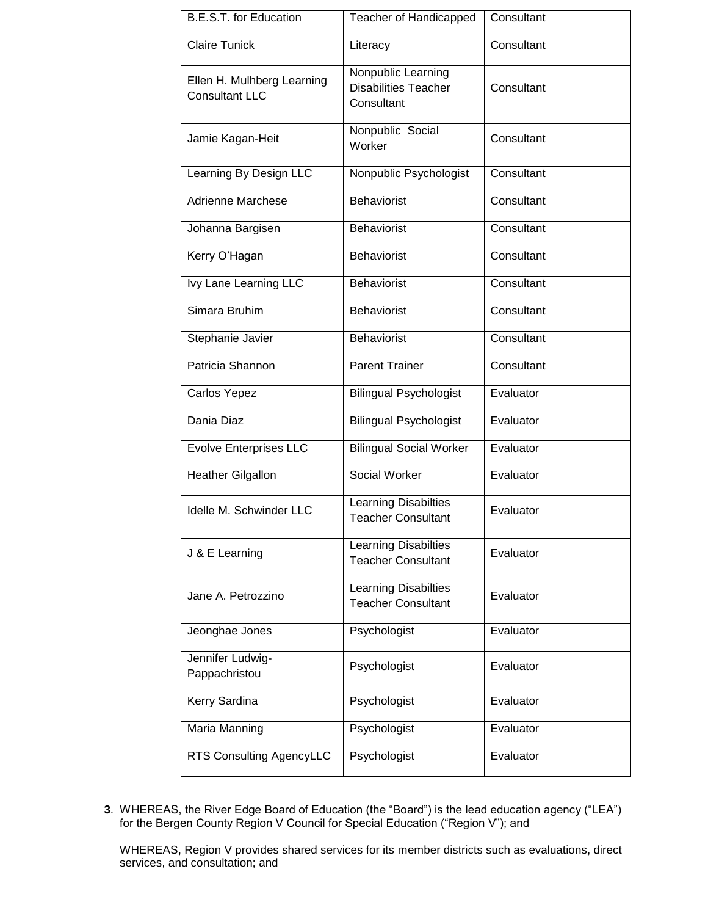| B.E.S.T. for Education | Teacher of Handicapped | Consultant |
|---|---|---|
| Claire Tunick | Literacy | Consultant |
| Ellen H. Mulhberg Learning Consultant LLC | Nonpublic Learning Disabilities Teacher Consultant | Consultant |
| Jamie Kagan-Heit | Nonpublic Social Worker | Consultant |
| Learning By Design LLC | Nonpublic Psychologist | Consultant |
| Adrienne Marchese | Behaviorist | Consultant |
| Johanna Bargisen | Behaviorist | Consultant |
| Kerry O'Hagan | Behaviorist | Consultant |
| Ivy Lane Learning LLC | Behaviorist | Consultant |
| Simara Bruhim | Behaviorist | Consultant |
| Stephanie Javier | Behaviorist | Consultant |
| Patricia Shannon | Parent Trainer | Consultant |
| Carlos Yepez | Bilingual Psychologist | Evaluator |
| Dania Diaz | Bilingual Psychologist | Evaluator |
| Evolve Enterprises LLC | Bilingual Social Worker | Evaluator |
| Heather Gilgallon | Social Worker | Evaluator |
| Idelle M. Schwinder LLC | Learning Disabilties Teacher Consultant | Evaluator |
| J & E Learning | Learning Disabilties Teacher Consultant | Evaluator |
| Jane A. Petrozzino | Learning Disabilties Teacher Consultant | Evaluator |
| Jeonghae Jones | Psychologist | Evaluator |
| Jennifer Ludwig-Pappachristou | Psychologist | Evaluator |
| Kerry Sardina | Psychologist | Evaluator |
| Maria Manning | Psychologist | Evaluator |
| RTS Consulting AgencyLLC | Psychologist | Evaluator |

**3**. WHEREAS, the River Edge Board of Education (the "Board") is the lead education agency ("LEA") for the Bergen County Region V Council for Special Education ("Region V"); and

WHEREAS, Region V provides shared services for its member districts such as evaluations, direct services, and consultation; and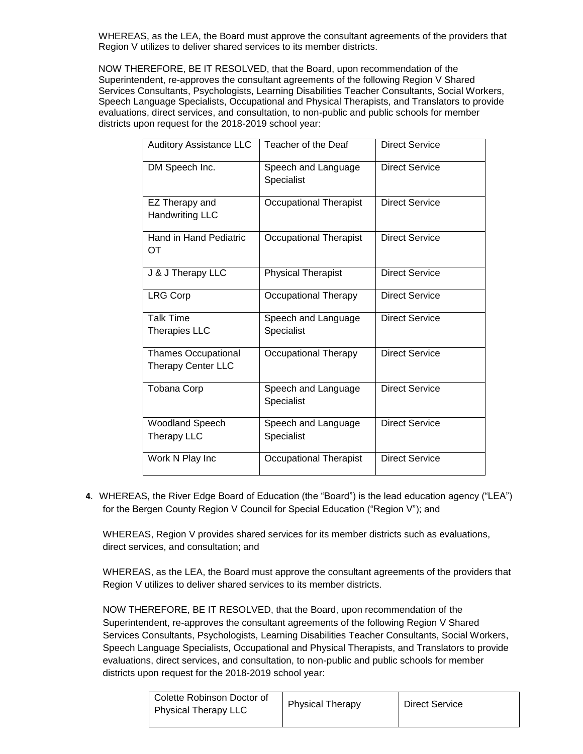WHEREAS, as the LEA, the Board must approve the consultant agreements of the providers that Region V utilizes to deliver shared services to its member districts.

NOW THEREFORE, BE IT RESOLVED, that the Board, upon recommendation of the Superintendent, re-approves the consultant agreements of the following Region V Shared Services Consultants, Psychologists, Learning Disabilities Teacher Consultants, Social Workers, Speech Language Specialists, Occupational and Physical Therapists, and Translators to provide evaluations, direct services, and consultation, to non-public and public schools for member districts upon request for the 2018-2019 school year:

| | | |
|---|---|---|
| Auditory Assistance LLC | Teacher of the Deaf | Direct Service |
| DM Speech Inc. | Speech and Language Specialist | Direct Service |
| EZ Therapy and Handwriting LLC | Occupational Therapist | Direct Service |
| Hand in Hand Pediatric OT | Occupational Therapist | Direct Service |
| J & J Therapy LLC | Physical Therapist | Direct Service |
| LRG Corp | Occupational Therapy | Direct Service |
| Talk Time Therapies LLC | Speech and Language Specialist | Direct Service |
| Thames Occupational Therapy Center LLC | Occupational Therapy | Direct Service |
| Tobana Corp | Speech and Language Specialist | Direct Service |
| Woodland Speech Therapy LLC | Speech and Language Specialist | Direct Service |
| Work N Play Inc | Occupational Therapist | Direct Service |

**4**. WHEREAS, the River Edge Board of Education (the "Board") is the lead education agency ("LEA") for the Bergen County Region V Council for Special Education ("Region V"); and

WHEREAS, Region V provides shared services for its member districts such as evaluations, direct services, and consultation; and

WHEREAS, as the LEA, the Board must approve the consultant agreements of the providers that Region V utilizes to deliver shared services to its member districts.

NOW THEREFORE, BE IT RESOLVED, that the Board, upon recommendation of the Superintendent, re-approves the consultant agreements of the following Region V Shared Services Consultants, Psychologists, Learning Disabilities Teacher Consultants, Social Workers, Speech Language Specialists, Occupational and Physical Therapists, and Translators to provide evaluations, direct services, and consultation, to non-public and public schools for member districts upon request for the 2018-2019 school year:

| | | |
|---|---|---|
| Colette Robinson Doctor of Physical Therapy LLC | Physical Therapy | Direct Service |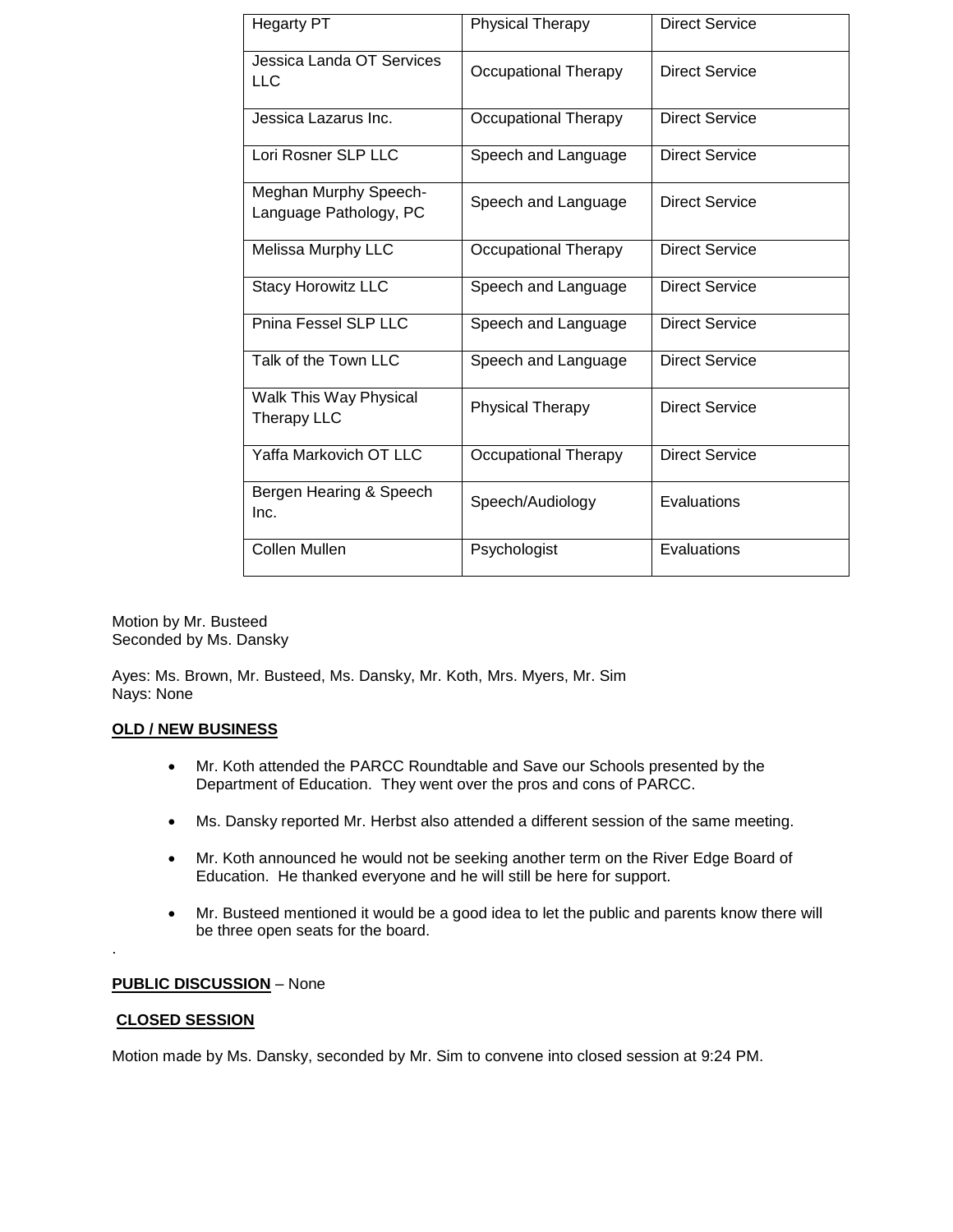| Hegarty PT | Physical Therapy | Direct Service |
| --- | --- | --- |
| Jessica Landa OT Services LLC | Occupational Therapy | Direct Service |
| Jessica Lazarus Inc. | Occupational Therapy | Direct Service |
| Lori Rosner SLP LLC | Speech and Language | Direct Service |
| Meghan Murphy Speech-Language Pathology, PC | Speech and Language | Direct Service |
| Melissa Murphy LLC | Occupational Therapy | Direct Service |
| Stacy Horowitz LLC | Speech and Language | Direct Service |
| Pnina Fessel SLP LLC | Speech and Language | Direct Service |
| Talk of the Town LLC | Speech and Language | Direct Service |
| Walk This Way Physical Therapy LLC | Physical Therapy | Direct Service |
| Yaffa Markovich OT LLC | Occupational Therapy | Direct Service |
| Bergen Hearing & Speech Inc. | Speech/Audiology | Evaluations |
| Collen Mullen | Psychologist | Evaluations |

Motion by Mr. Busteed
Seconded by Ms. Dansky

Ayes: Ms. Brown, Mr. Busteed, Ms. Dansky, Mr. Koth, Mrs. Myers, Mr. Sim
Nays: None

**OLD / NEW BUSINESS**

- Mr. Koth attended the PARCC Roundtable and Save our Schools presented by the Department of Education. They went over the pros and cons of PARCC.
- Ms. Dansky reported Mr. Herbst also attended a different session of the same meeting.
- Mr. Koth announced he would not be seeking another term on the River Edge Board of Education. He thanked everyone and he will still be here for support.
- Mr. Busteed mentioned it would be a good idea to let the public and parents know there will be three open seats for the board.

.

**PUBLIC DISCUSSION** – None

**CLOSED SESSION**

Motion made by Ms. Dansky, seconded by Mr. Sim to convene into closed session at 9:24 PM.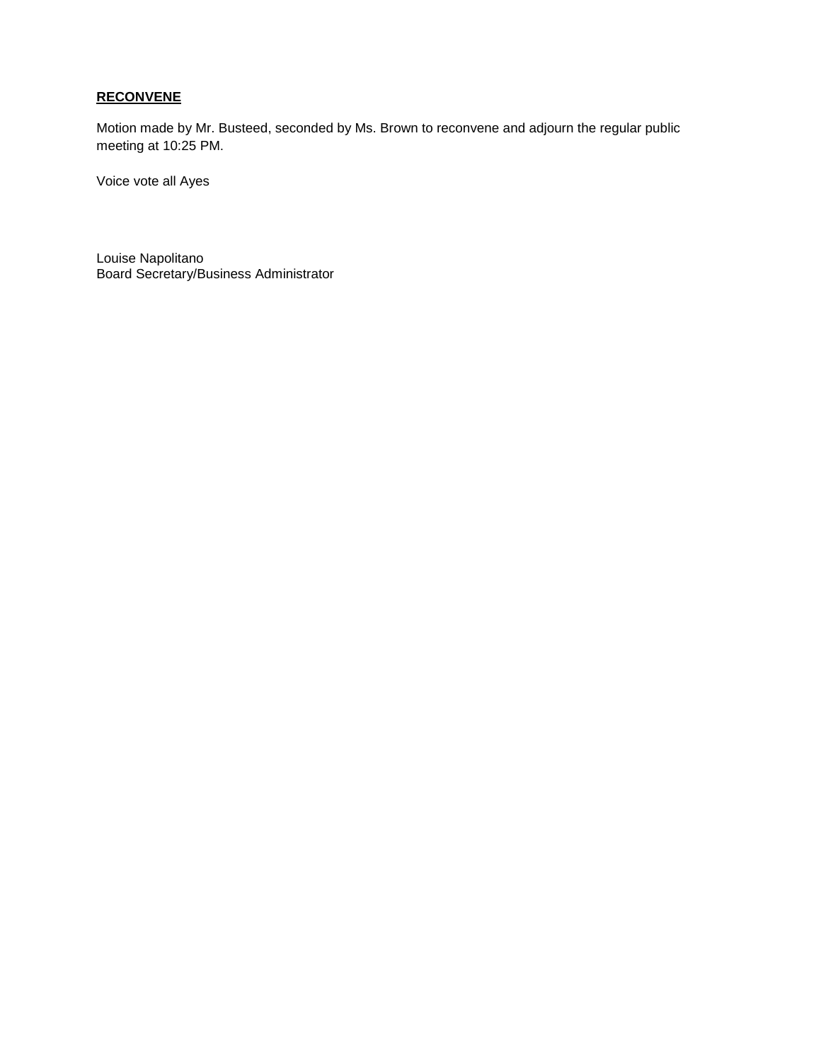**RECONVENE**

Motion made by Mr. Busteed, seconded by Ms. Brown to reconvene and adjourn the regular public meeting at 10:25 PM.

Voice vote all Ayes

Louise Napolitano
Board Secretary/Business Administrator